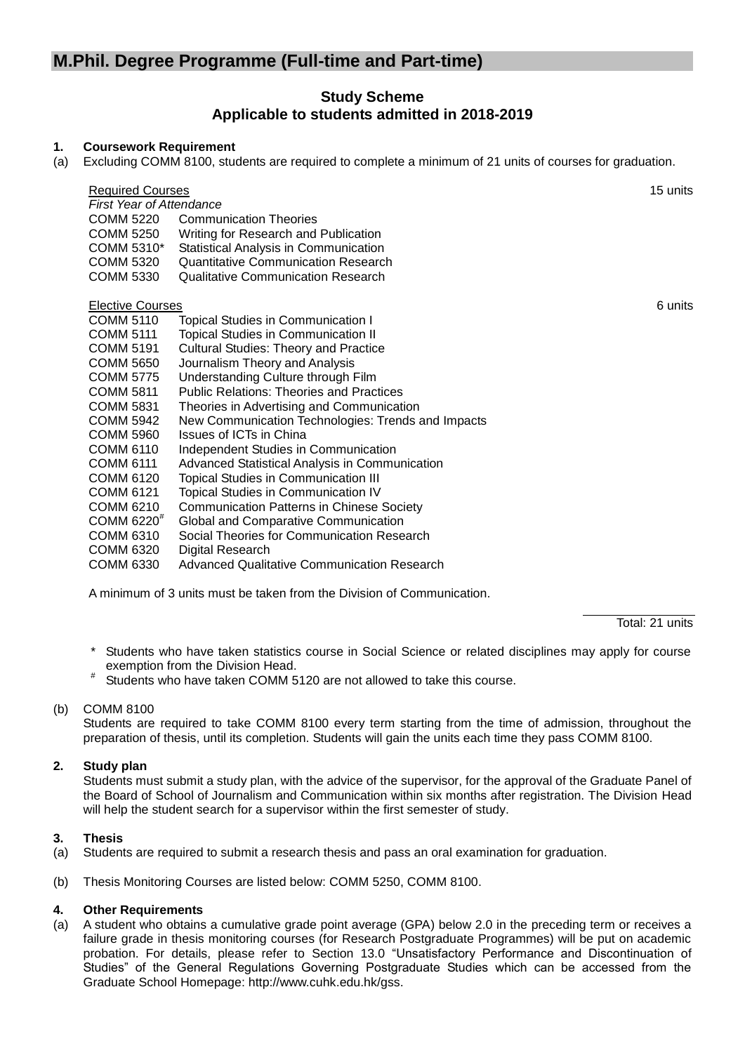# M.Phil. Degree Programme (Full-time and Part-time)

## Study Scheme
## Applicable to students admitted in 2018-2019

### 1. Coursework Requirement

(a) Excluding COMM 8100, students are required to complete a minimum of 21 units of courses for graduation.

| Required Courses | | 15 units |
|---|---|---|
| *First Year of Attendance* | | |
| COMM 5220 | Communication Theories | |
| COMM 5250 | Writing for Research and Publication | |
| COMM 5310* | Statistical Analysis in Communication | |
| COMM 5320 | Quantitative Communication Research | |
| COMM 5330 | Qualitative Communication Research | |

| Elective Courses | | 6 units |
|---|---|---|
| COMM 5110 | Topical Studies in Communication I | |
| COMM 5111 | Topical Studies in Communication II | |
| COMM 5191 | Cultural Studies: Theory and Practice | |
| COMM 5650 | Journalism Theory and Analysis | |
| COMM 5775 | Understanding Culture through Film | |
| COMM 5811 | Public Relations: Theories and Practices | |
| COMM 5831 | Theories in Advertising and Communication | |
| COMM 5942 | New Communication Technologies: Trends and Impacts | |
| COMM 5960 | Issues of ICTs in China | |
| COMM 6110 | Independent Studies in Communication | |
| COMM 6111 | Advanced Statistical Analysis in Communication | |
| COMM 6120 | Topical Studies in Communication III | |
| COMM 6121 | Topical Studies in Communication IV | |
| COMM 6210 | Communication Patterns in Chinese Society | |
| COMM 6220# | Global and Comparative Communication | |
| COMM 6310 | Social Theories for Communication Research | |
| COMM 6320 | Digital Research | |
| COMM 6330 | Advanced Qualitative Communication Research | |

A minimum of 3 units must be taken from the Division of Communication.

Total: 21 units

\* Students who have taken statistics course in Social Science or related disciplines may apply for course exemption from the Division Head.

\# Students who have taken COMM 5120 are not allowed to take this course.

(b) COMM 8100
Students are required to take COMM 8100 every term starting from the time of admission, throughout the preparation of thesis, until its completion. Students will gain the units each time they pass COMM 8100.

### 2. Study plan

Students must submit a study plan, with the advice of the supervisor, for the approval of the Graduate Panel of the Board of School of Journalism and Communication within six months after registration. The Division Head will help the student search for a supervisor within the first semester of study.

### 3. Thesis

(a) Students are required to submit a research thesis and pass an oral examination for graduation.

(b) Thesis Monitoring Courses are listed below: COMM 5250, COMM 8100.

### 4. Other Requirements

(a) A student who obtains a cumulative grade point average (GPA) below 2.0 in the preceding term or receives a failure grade in thesis monitoring courses (for Research Postgraduate Programmes) will be put on academic probation. For details, please refer to Section 13.0 “Unsatisfactory Performance and Discontinuation of Studies” of the General Regulations Governing Postgraduate Studies which can be accessed from the Graduate School Homepage: http://www.cuhk.edu.hk/gss.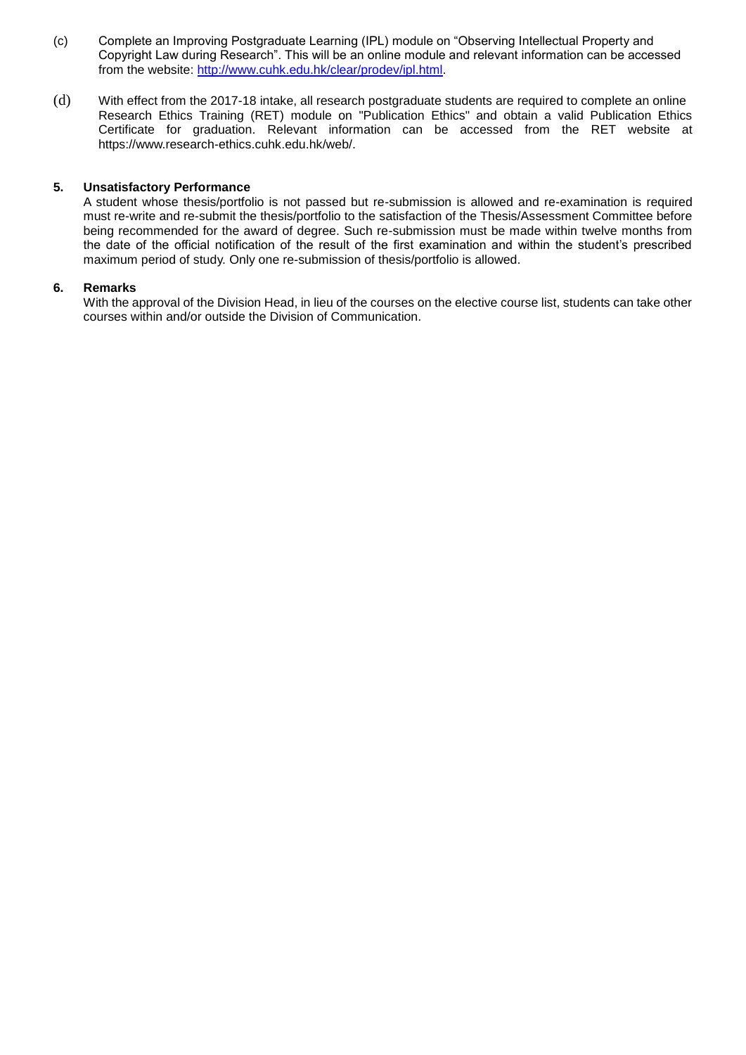(c) Complete an Improving Postgraduate Learning (IPL) module on "Observing Intellectual Property and Copyright Law during Research". This will be an online module and relevant information can be accessed from the website: [http://www.cuhk.edu.hk/clear/prodev/ipl.html](http://www.cuhk.edu.hk/clear/prodev/ipl.html).

(d) With effect from the 2017-18 intake, all research postgraduate students are required to complete an online Research Ethics Training (RET) module on "Publication Ethics" and obtain a valid Publication Ethics Certificate for graduation. Relevant information can be accessed from the RET website at https://www.research-ethics.cuhk.edu.hk/web/.

**5. Unsatisfactory Performance**

A student whose thesis/portfolio is not passed but re-submission is allowed and re-examination is required must re-write and re-submit the thesis/portfolio to the satisfaction of the Thesis/Assessment Committee before being recommended for the award of degree. Such re-submission must be made within twelve months from the date of the official notification of the result of the first examination and within the student's prescribed maximum period of study. Only one re-submission of thesis/portfolio is allowed.

**6. Remarks**

With the approval of the Division Head, in lieu of the courses on the elective course list, students can take other courses within and/or outside the Division of Communication.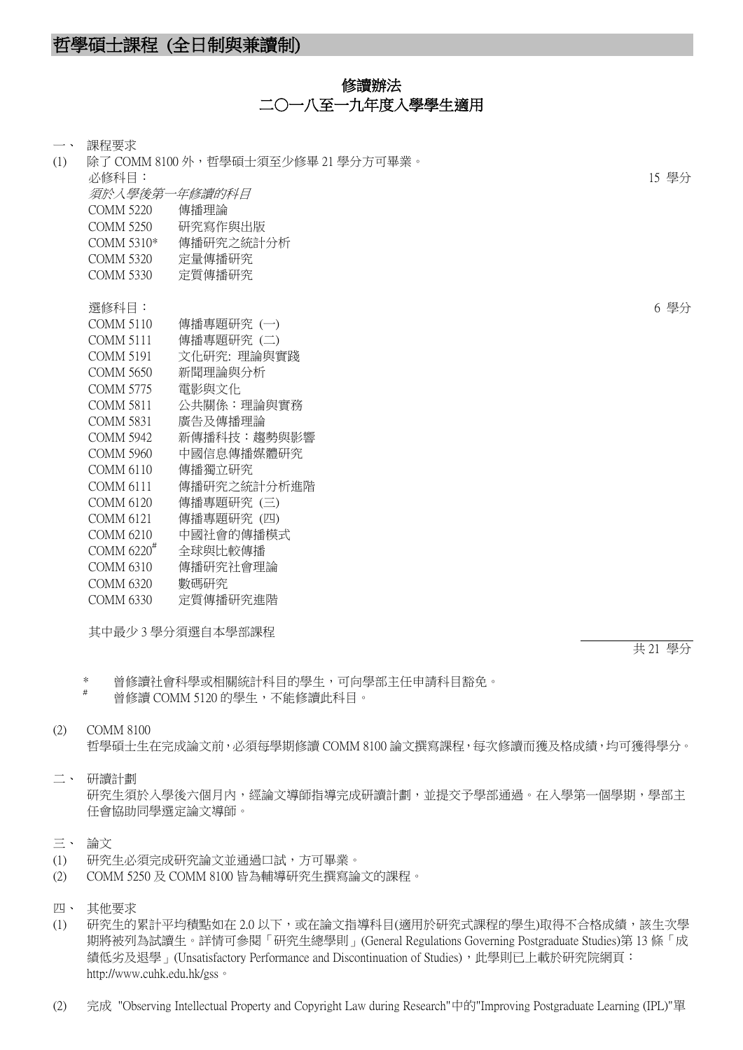# 哲學碩士課程 (全日制與兼讀制)

## 修讀辦法
## 二〇一八至一九年度入學學生適用

一、 課程要求

(1) 除了 COMM 8100 外，哲學碩士須至少修畢 21 學分方可畢業。

必修科目： 15 學分

*須於入學後第一年修讀的科目*

| | |
|---|---|
| COMM 5220 | 傳播理論 |
| COMM 5250 | 研究寫作與出版 |
| COMM 5310* | 傳播研究之統計分析 |
| COMM 5320 | 定量傳播研究 |
| COMM 5330 | 定質傳播研究 |

選修科目： 6 學分

| | |
|---|---|
| COMM 5110 | 傳播專題研究 (一) |
| COMM 5111 | 傳播專題研究 (二) |
| COMM 5191 | 文化研究: 理論與實踐 |
| COMM 5650 | 新聞理論與分析 |
| COMM 5775 | 電影與文化 |
| COMM 5811 | 公共關係：理論與實務 |
| COMM 5831 | 廣告及傳播理論 |
| COMM 5942 | 新傳播科技：趨勢與影響 |
| COMM 5960 | 中國信息傳播媒體研究 |
| COMM 6110 | 傳播獨立研究 |
| COMM 6111 | 傳播研究之統計分析進階 |
| COMM 6120 | 傳播專題研究 (三) |
| COMM 6121 | 傳播專題研究 (四) |
| COMM 6210 | 中國社會的傳播模式 |
| COMM 6220# | 全球與比較傳播 |
| COMM 6310 | 傳播研究社會理論 |
| COMM 6320 | 數碼研究 |
| COMM 6330 | 定質傳播研究進階 |

其中最少 3 學分須選自本學部課程

共 21 學分

\* 曾修讀社會科學或相關統計科目的學生，可向學部主任申請科目豁免。

\# 曾修讀 COMM 5120 的學生，不能修讀此科目。

(2) COMM 8100

哲學碩士生在完成論文前，必須每學期修讀 COMM 8100 論文撰寫課程，每次修讀而獲及格成績，均可獲得學分。

二、 研讀計劃

研究生須於入學後六個月內，經論文導師指導完成研讀計劃，並提交予學部通過。在入學第一個學期，學部主任會協助同學選定論文導師。

三、 論文

(1) 研究生必須完成研究論文並通過口試，方可畢業。

(2) COMM 5250 及 COMM 8100 皆為輔導研究生撰寫論文的課程。

四、 其他要求

(1) 研究生的累計平均積點如在 2.0 以下，或在論文指導科目(適用於研究式課程的學生)取得不合格成績，該生次學期將被列為試讀生。詳情可參閱「研究生總學則」(General Regulations Governing Postgraduate Studies)第 13 條「成績低劣及退學」(Unsatisfactory Performance and Discontinuation of Studies)，此學則已上載於研究院網頁：http://www.cuhk.edu.hk/gss。

(2) 完成 "Observing Intellectual Property and Copyright Law during Research"中的"Improving Postgraduate Learning (IPL)"單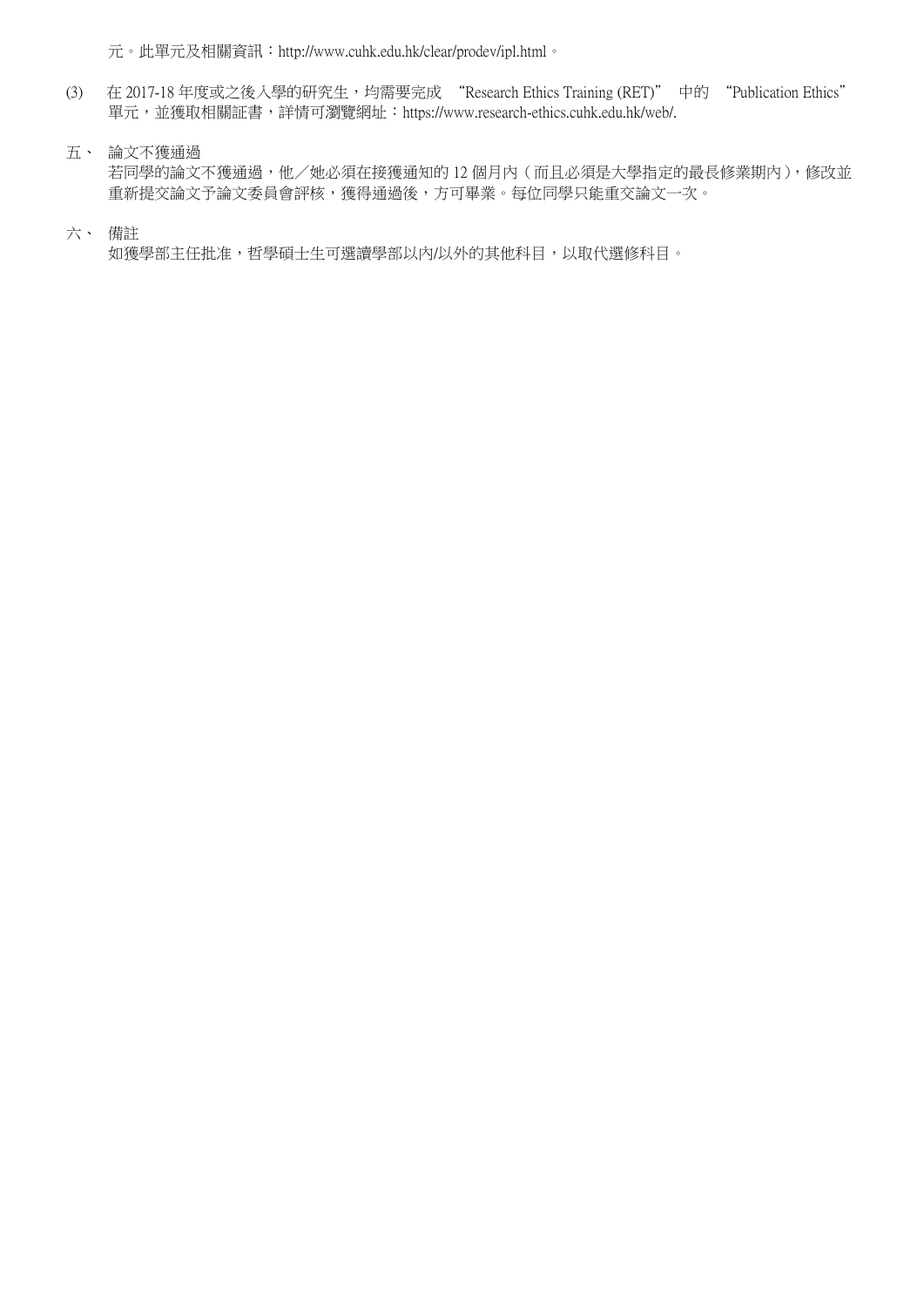元。此單元及相關資訊：http://www.cuhk.edu.hk/clear/prodev/ipl.html。

(3) 在 2017-18 年度或之後入學的研究生，均需要完成 "Research Ethics Training (RET)" 中的 "Publication Ethics" 單元，並獲取相關証書，詳情可瀏覽網址：https://www.research-ethics.cuhk.edu.hk/web/.

五、 論文不獲通過

若同學的論文不獲通過，他／她必須在接獲通知的 12 個月內（而且必須是大學指定的最長修業期內），修改並重新提交論文予論文委員會評核，獲得通過後，方可畢業。每位同學只能重交論文一次。

六、 備註

如獲學部主任批准，哲學碩士生可選讀學部以內/以外的其他科目，以取代選修科目。